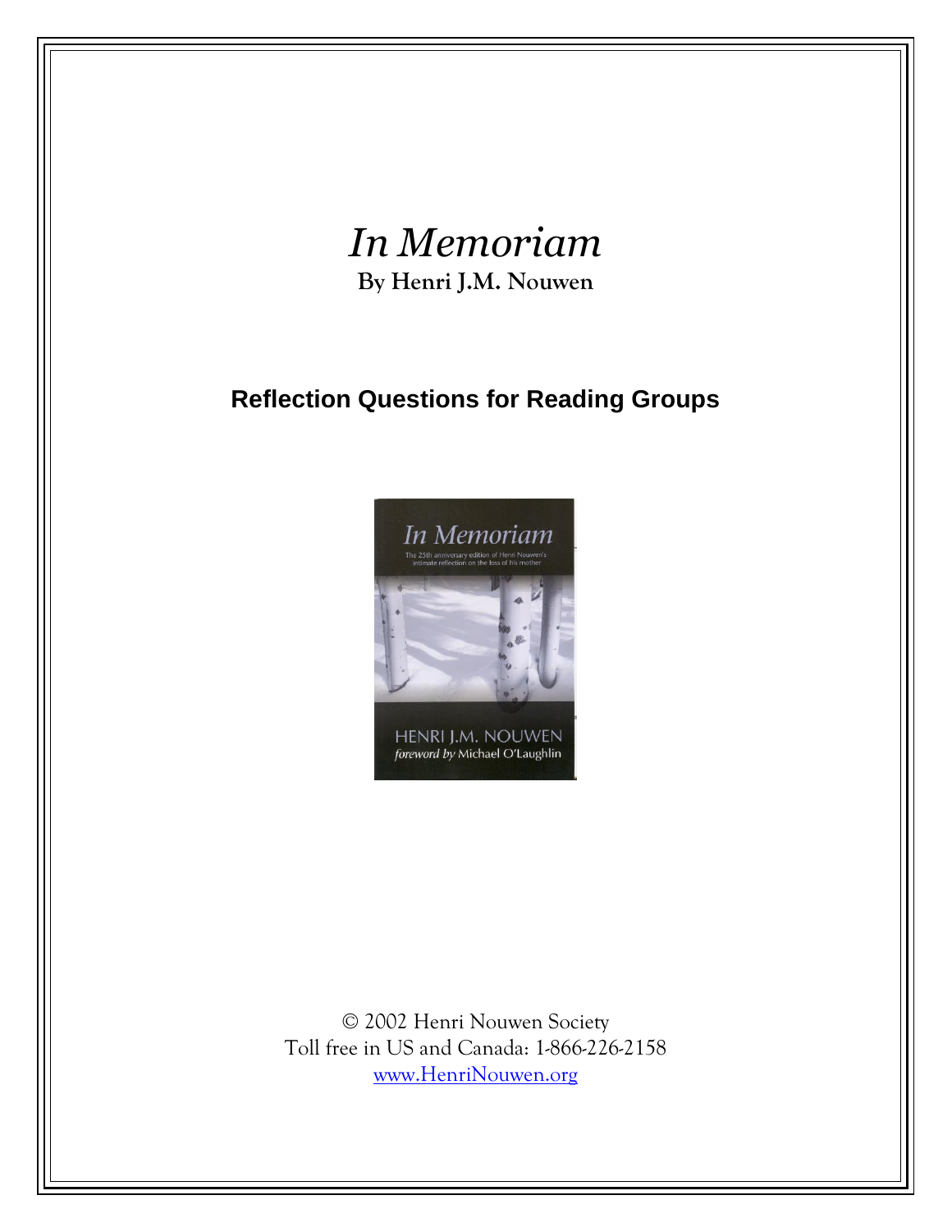# *In Memoriam*

**By Henri J.M. Nouwen**

## Reflection Questions for Reading Groups

© 2002 Henri Nouwen Society
Toll free in US and Canada: 1-866-226-2158
www.HenriNouwen.org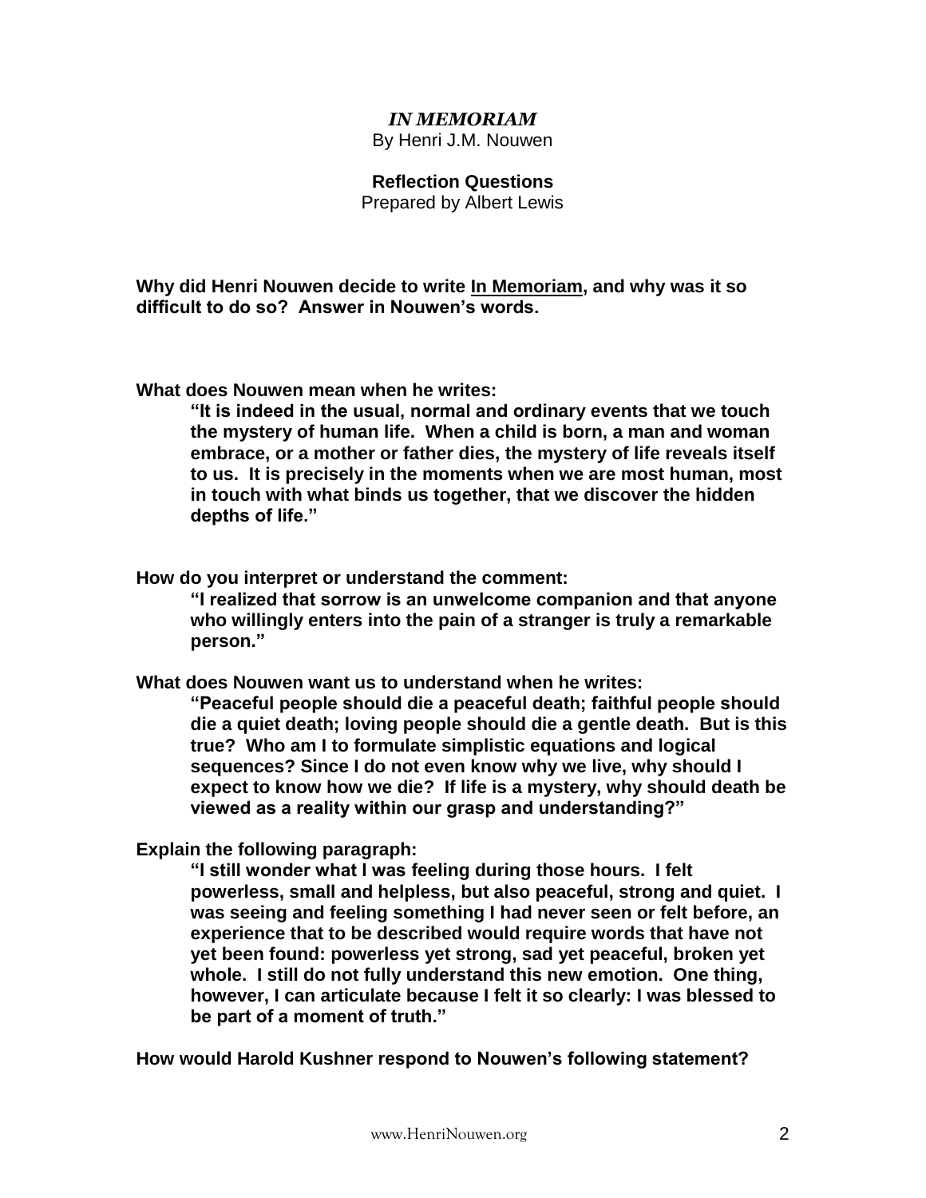***IN MEMORIAM***

By Henri J.M. Nouwen

**Reflection Questions**

Prepared by Albert Lewis

**Why did Henri Nouwen decide to write <u>In Memoriam</u>, and why was it so difficult to do so? Answer in Nouwen's words.**

**What does Nouwen mean when he writes:**

> **"It is indeed in the usual, normal and ordinary events that we touch the mystery of human life. When a child is born, a man and woman embrace, or a mother or father dies, the mystery of life reveals itself to us. It is precisely in the moments when we are most human, most in touch with what binds us together, that we discover the hidden depths of life."**

**How do you interpret or understand the comment:**

> **"I realized that sorrow is an unwelcome companion and that anyone who willingly enters into the pain of a stranger is truly a remarkable person."**

**What does Nouwen want us to understand when he writes:**

> **"Peaceful people should die a peaceful death; faithful people should die a quiet death; loving people should die a gentle death. But is this true? Who am I to formulate simplistic equations and logical sequences? Since I do not even know why we live, why should I expect to know how we die? If life is a mystery, why should death be viewed as a reality within our grasp and understanding?"**

**Explain the following paragraph:**

> **"I still wonder what I was feeling during those hours. I felt powerless, small and helpless, but also peaceful, strong and quiet. I was seeing and feeling something I had never seen or felt before, an experience that to be described would require words that have not yet been found: powerless yet strong, sad yet peaceful, broken yet whole. I still do not fully understand this new emotion. One thing, however, I can articulate because I felt it so clearly: I was blessed to be part of a moment of truth."**

**How would Harold Kushner respond to Nouwen's following statement?**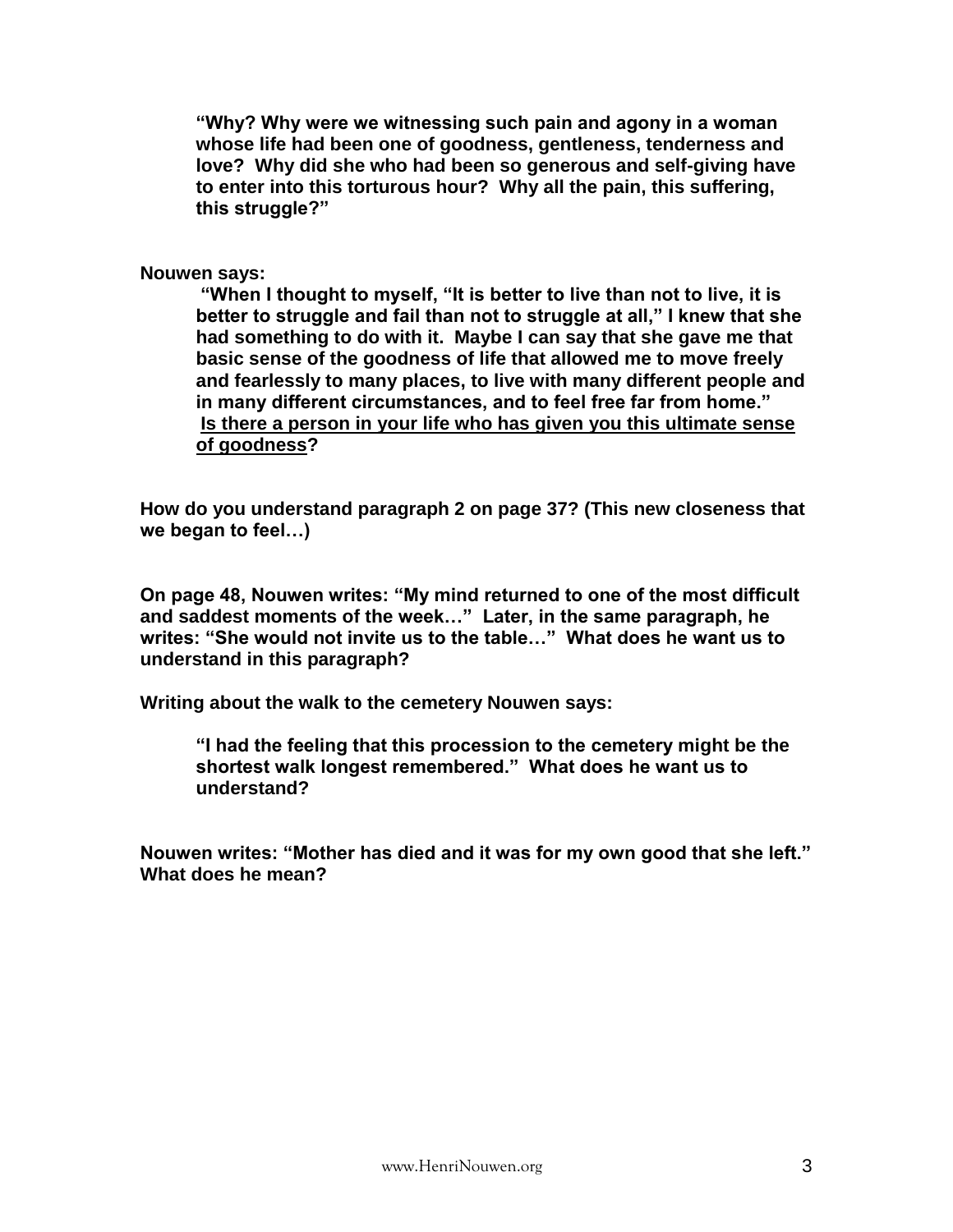> **"Why? Why were we witnessing such pain and agony in a woman whose life had been one of goodness, gentleness, tenderness and love? Why did she who had been so generous and self-giving have to enter into this torturous hour? Why all the pain, this suffering, this struggle?"**

**Nouwen says:**

> **"When I thought to myself, "It is better to live than not to live, it is better to struggle and fail than not to struggle at all," I knew that she had something to do with it. Maybe I can say that she gave me that basic sense of the goodness of life that allowed me to move freely and fearlessly to many places, to live with many different people and in many different circumstances, and to feel free far from home."**
> **<u>Is there a person in your life who has given you this ultimate sense of goodness</u>?**

**How do you understand paragraph 2 on page 37? (This new closeness that we began to feel…)**

**On page 48, Nouwen writes: "My mind returned to one of the most difficult and saddest moments of the week…" Later, in the same paragraph, he writes: "She would not invite us to the table…" What does he want us to understand in this paragraph?**

**Writing about the walk to the cemetery Nouwen says:**

> **"I had the feeling that this procession to the cemetery might be the shortest walk longest remembered." What does he want us to understand?**

**Nouwen writes: "Mother has died and it was for my own good that she left." What does he mean?**